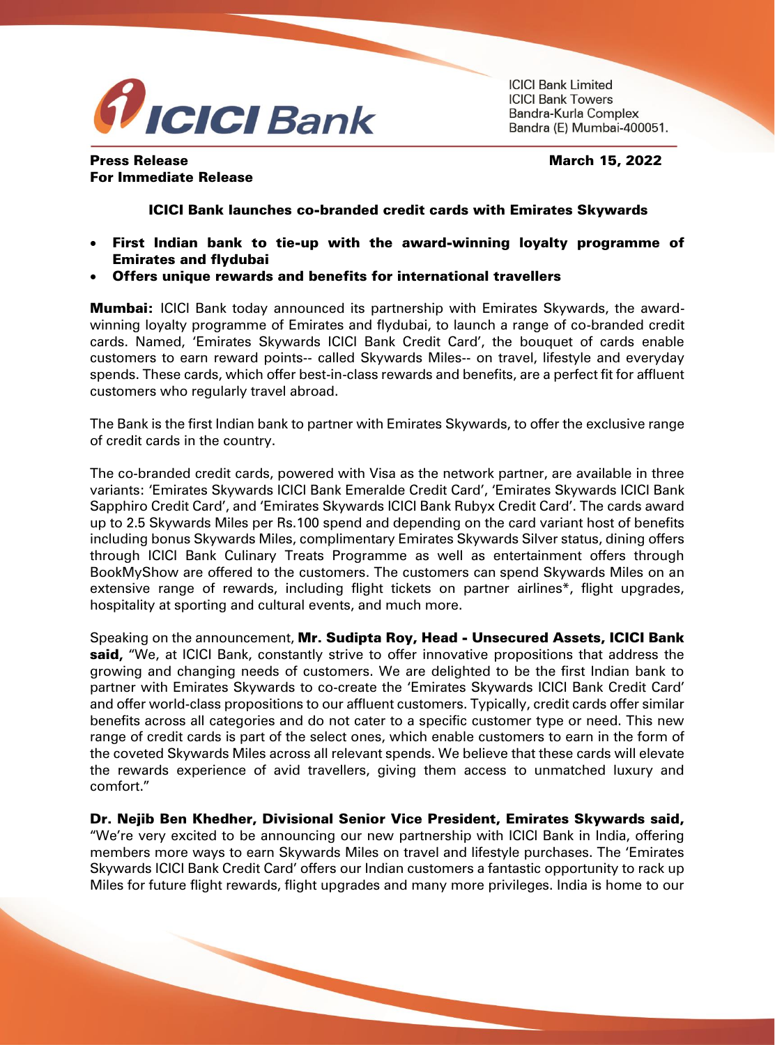ICICI Bank Limited
ICICI Bank Towers
Bandra-Kurla Complex
Bandra (E) Mumbai-400051.

**Press Release** **March 15, 2022**
**For Immediate Release**

## ICICI Bank launches co-branded credit cards with Emirates Skywards

- **First Indian bank to tie-up with the award-winning loyalty programme of Emirates and flydubai**
- **Offers unique rewards and benefits for international travellers**

**Mumbai:** ICICI Bank today announced its partnership with Emirates Skywards, the award-winning loyalty programme of Emirates and flydubai, to launch a range of co-branded credit cards. Named, 'Emirates Skywards ICICI Bank Credit Card', the bouquet of cards enable customers to earn reward points-- called Skywards Miles-- on travel, lifestyle and everyday spends. These cards, which offer best-in-class rewards and benefits, are a perfect fit for affluent customers who regularly travel abroad.

The Bank is the first Indian bank to partner with Emirates Skywards, to offer the exclusive range of credit cards in the country.

The co-branded credit cards, powered with Visa as the network partner, are available in three variants: 'Emirates Skywards ICICI Bank Emeralde Credit Card', 'Emirates Skywards ICICI Bank Sapphiro Credit Card', and 'Emirates Skywards ICICI Bank Rubyx Credit Card'. The cards award up to 2.5 Skywards Miles per Rs.100 spend and depending on the card variant host of benefits including bonus Skywards Miles, complimentary Emirates Skywards Silver status, dining offers through ICICI Bank Culinary Treats Programme as well as entertainment offers through BookMyShow are offered to the customers. The customers can spend Skywards Miles on an extensive range of rewards, including flight tickets on partner airlines*, flight upgrades, hospitality at sporting and cultural events, and much more.

Speaking on the announcement, **Mr. Sudipta Roy, Head - Unsecured Assets, ICICI Bank said,** "We, at ICICI Bank, constantly strive to offer innovative propositions that address the growing and changing needs of customers. We are delighted to be the first Indian bank to partner with Emirates Skywards to co-create the 'Emirates Skywards ICICI Bank Credit Card' and offer world-class propositions to our affluent customers. Typically, credit cards offer similar benefits across all categories and do not cater to a specific customer type or need. This new range of credit cards is part of the select ones, which enable customers to earn in the form of the coveted Skywards Miles across all relevant spends. We believe that these cards will elevate the rewards experience of avid travellers, giving them access to unmatched luxury and comfort."

**Dr. Nejib Ben Khedher, Divisional Senior Vice President, Emirates Skywards said,** "We're very excited to be announcing our new partnership with ICICI Bank in India, offering members more ways to earn Skywards Miles on travel and lifestyle purchases. The 'Emirates Skywards ICICI Bank Credit Card' offers our Indian customers a fantastic opportunity to rack up Miles for future flight rewards, flight upgrades and many more privileges. India is home to our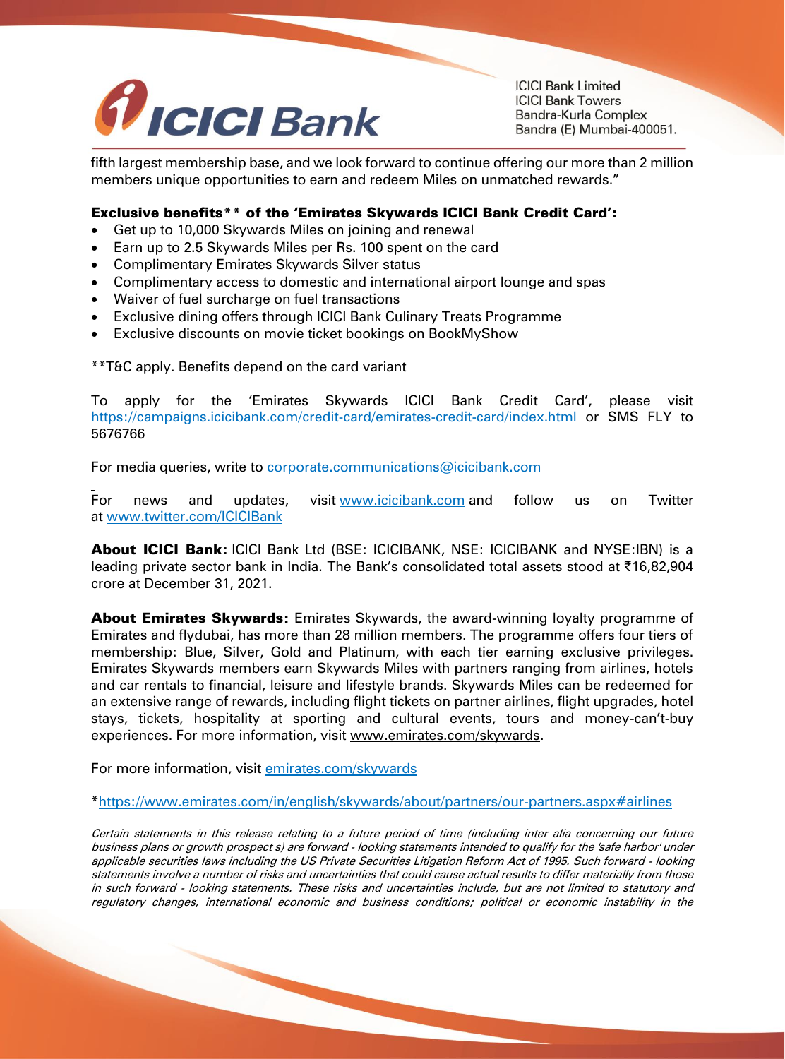fifth largest membership base, and we look forward to continue offering our more than 2 million members unique opportunities to earn and redeem Miles on unmatched rewards."

**Exclusive benefits** of the 'Emirates Skywards ICICI Bank Credit Card':**

- Get up to 10,000 Skywards Miles on joining and renewal
- Earn up to 2.5 Skywards Miles per Rs. 100 spent on the card
- Complimentary Emirates Skywards Silver status
- Complimentary access to domestic and international airport lounge and spas
- Waiver of fuel surcharge on fuel transactions
- Exclusive dining offers through ICICI Bank Culinary Treats Programme
- Exclusive discounts on movie ticket bookings on BookMyShow

**T&C apply. Benefits depend on the card variant

To apply for the 'Emirates Skywards ICICI Bank Credit Card', please visit https://campaigns.icicibank.com/credit-card/emirates-credit-card/index.html or SMS FLY to 5676766

For media queries, write to corporate.communications@icicibank.com

For news and updates, visit www.icicibank.com and follow us on Twitter at www.twitter.com/ICICIBank

**About ICICI Bank:** ICICI Bank Ltd (BSE: ICICIBANK, NSE: ICICIBANK and NYSE:IBN) is a leading private sector bank in India. The Bank's consolidated total assets stood at ₹16,82,904 crore at December 31, 2021.

**About Emirates Skywards:** Emirates Skywards, the award-winning loyalty programme of Emirates and flydubai, has more than 28 million members. The programme offers four tiers of membership: Blue, Silver, Gold and Platinum, with each tier earning exclusive privileges. Emirates Skywards members earn Skywards Miles with partners ranging from airlines, hotels and car rentals to financial, leisure and lifestyle brands. Skywards Miles can be redeemed for an extensive range of rewards, including flight tickets on partner airlines, flight upgrades, hotel stays, tickets, hospitality at sporting and cultural events, tours and money-can't-buy experiences. For more information, visit www.emirates.com/skywards.

For more information, visit emirates.com/skywards

*https://www.emirates.com/in/english/skywards/about/partners/our-partners.aspx#airlines

*Certain statements in this release relating to a future period of time (including inter alia concerning our future business plans or growth prospect s) are forward - looking statements intended to qualify for the 'safe harbor' under applicable securities laws including the US Private Securities Litigation Reform Act of 1995. Such forward - looking statements involve a number of risks and uncertainties that could cause actual results to differ materially from those in such forward - looking statements. These risks and uncertainties include, but are not limited to statutory and regulatory changes, international economic and business conditions; political or economic instability in the*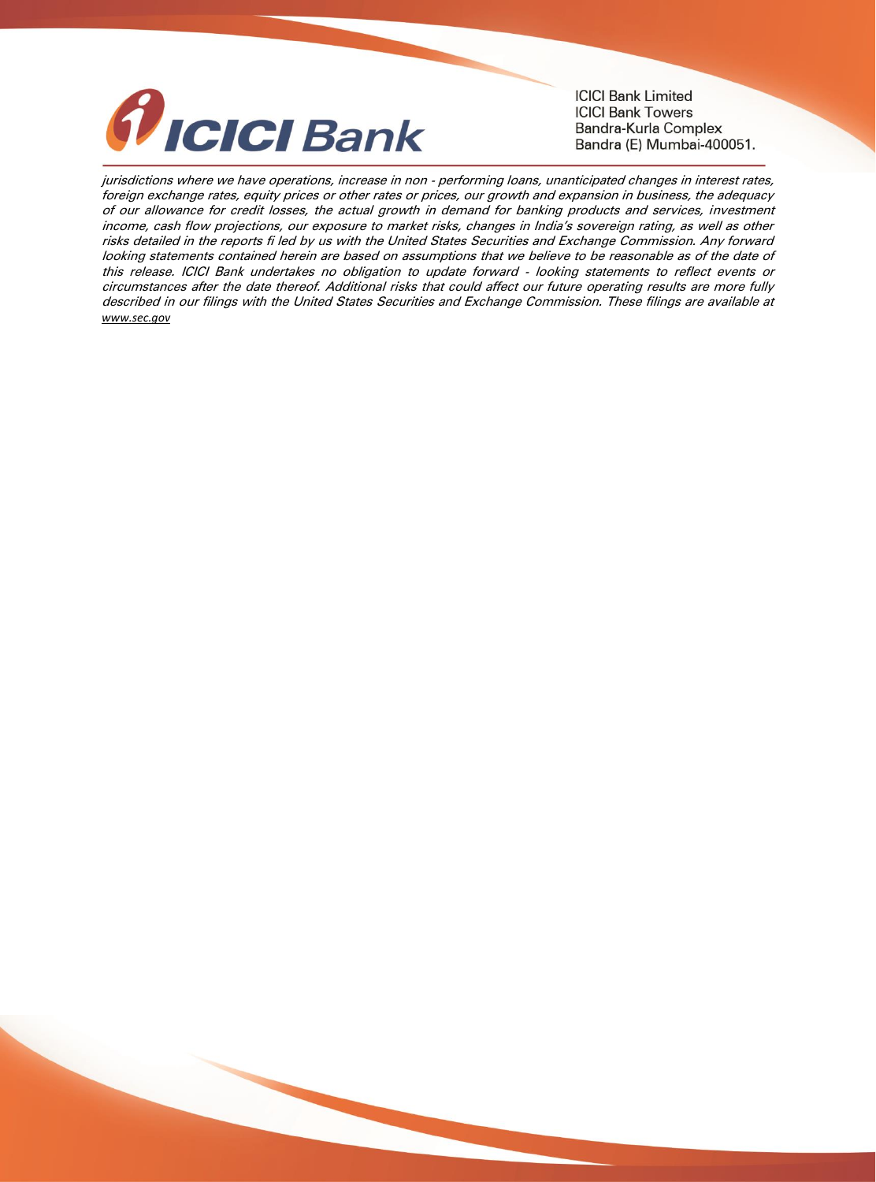*jurisdictions where we have operations, increase in non - performing loans, unanticipated changes in interest rates, foreign exchange rates, equity prices or other rates or prices, our growth and expansion in business, the adequacy of our allowance for credit losses, the actual growth in demand for banking products and services, investment income, cash flow projections, our exposure to market risks, changes in India's sovereign rating, as well as other risks detailed in the reports fi led by us with the United States Securities and Exchange Commission. Any forward looking statements contained herein are based on assumptions that we believe to be reasonable as of the date of this release. ICICI Bank undertakes no obligation to update forward - looking statements to reflect events or circumstances after the date thereof. Additional risks that could affect our future operating results are more fully described in our filings with the United States Securities and Exchange Commission. These filings are available at* www.sec.gov